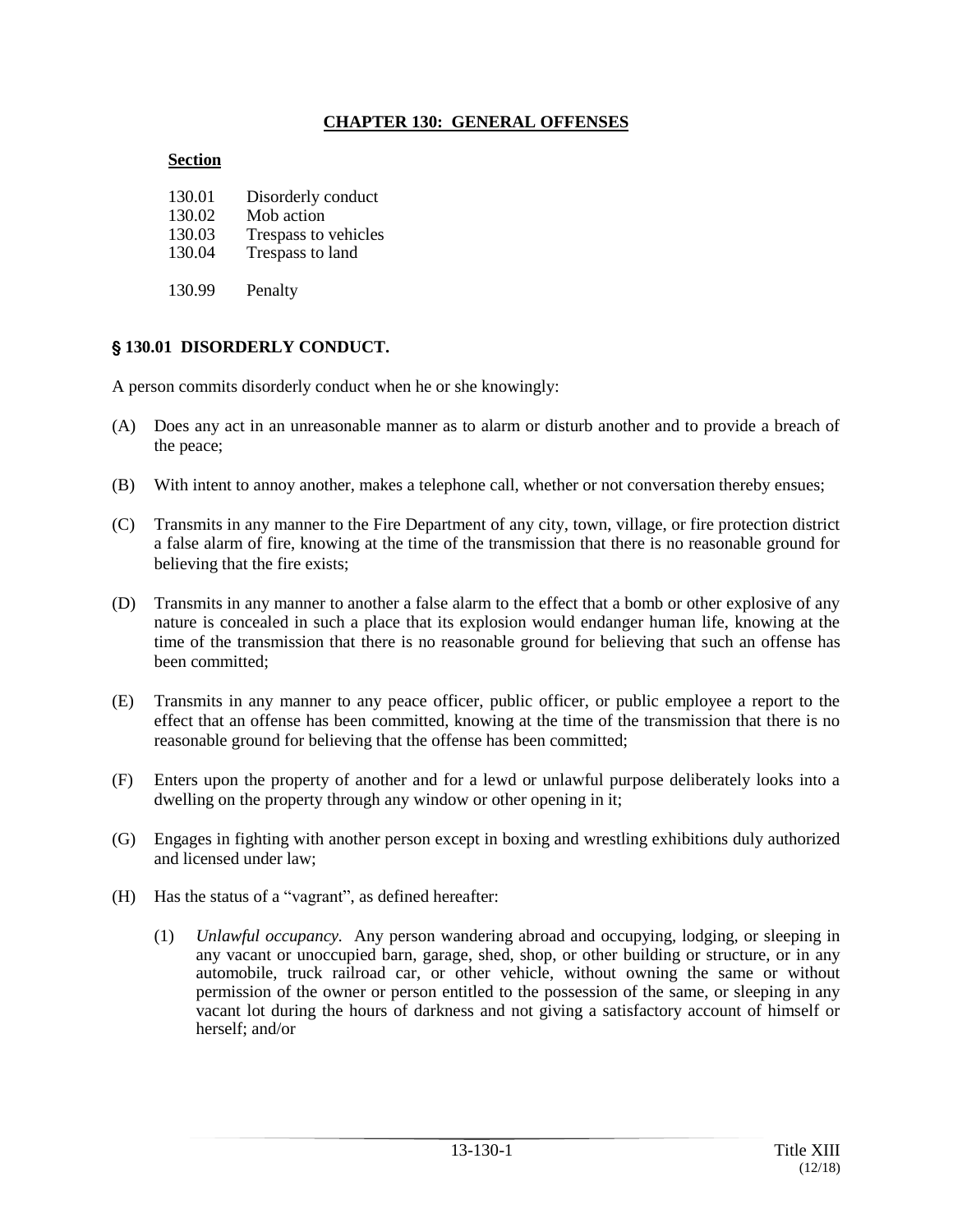# CHAPTER 130: GENERAL OFFENSES

**Section**

130.01 Disorderly conduct
130.02 Mob action
130.03 Trespass to vehicles
130.04 Trespass to land

130.99 Penalty

## § 130.01 DISORDERLY CONDUCT.

A person commits disorderly conduct when he or she knowingly:

(A) Does any act in an unreasonable manner as to alarm or disturb another and to provide a breach of the peace;

(B) With intent to annoy another, makes a telephone call, whether or not conversation thereby ensues;

(C) Transmits in any manner to the Fire Department of any city, town, village, or fire protection district a false alarm of fire, knowing at the time of the transmission that there is no reasonable ground for believing that the fire exists;

(D) Transmits in any manner to another a false alarm to the effect that a bomb or other explosive of any nature is concealed in such a place that its explosion would endanger human life, knowing at the time of the transmission that there is no reasonable ground for believing that such an offense has been committed;

(E) Transmits in any manner to any peace officer, public officer, or public employee a report to the effect that an offense has been committed, knowing at the time of the transmission that there is no reasonable ground for believing that the offense has been committed;

(F) Enters upon the property of another and for a lewd or unlawful purpose deliberately looks into a dwelling on the property through any window or other opening in it;

(G) Engages in fighting with another person except in boxing and wrestling exhibitions duly authorized and licensed under law;

(H) Has the status of a "vagrant", as defined hereafter:

(1) *Unlawful occupancy.* Any person wandering abroad and occupying, lodging, or sleeping in any vacant or unoccupied barn, garage, shed, shop, or other building or structure, or in any automobile, truck railroad car, or other vehicle, without owning the same or without permission of the owner or person entitled to the possession of the same, or sleeping in any vacant lot during the hours of darkness and not giving a satisfactory account of himself or herself; and/or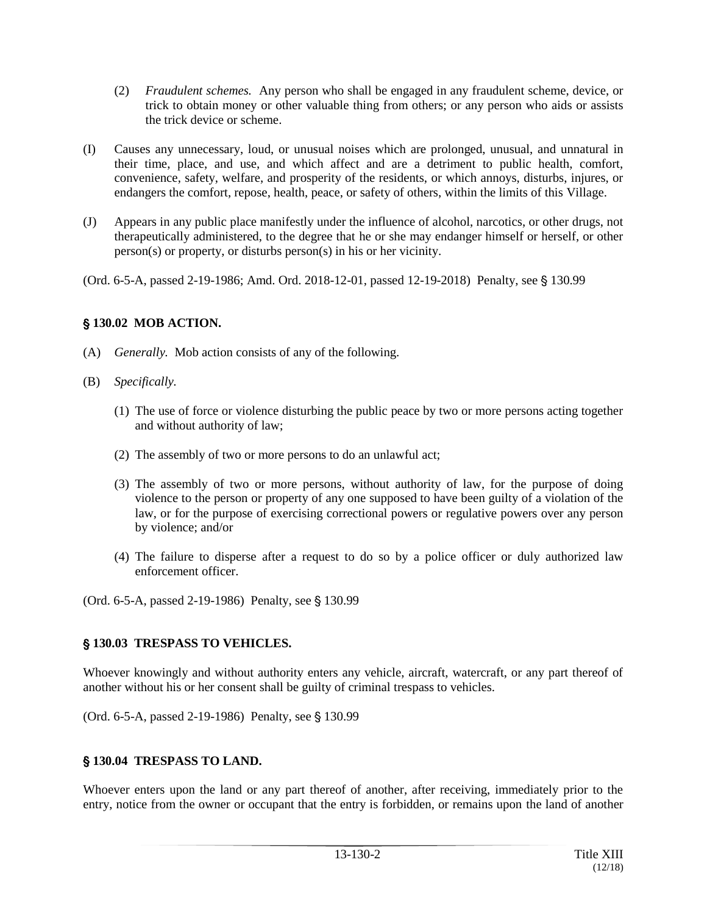(2) *Fraudulent schemes.* Any person who shall be engaged in any fraudulent scheme, device, or trick to obtain money or other valuable thing from others; or any person who aids or assists the trick device or scheme.

(I) Causes any unnecessary, loud, or unusual noises which are prolonged, unusual, and unnatural in their time, place, and use, and which affect and are a detriment to public health, comfort, convenience, safety, welfare, and prosperity of the residents, or which annoys, disturbs, injures, or endangers the comfort, repose, health, peace, or safety of others, within the limits of this Village.

(J) Appears in any public place manifestly under the influence of alcohol, narcotics, or other drugs, not therapeutically administered, to the degree that he or she may endanger himself or herself, or other person(s) or property, or disturbs person(s) in his or her vicinity.

(Ord. 6-5-A, passed 2-19-1986; Amd. Ord. 2018-12-01, passed 12-19-2018) Penalty, see § 130.99

### § 130.02 MOB ACTION.

(A) *Generally.* Mob action consists of any of the following.

(B) *Specifically.*

(1) The use of force or violence disturbing the public peace by two or more persons acting together and without authority of law;

(2) The assembly of two or more persons to do an unlawful act;

(3) The assembly of two or more persons, without authority of law, for the purpose of doing violence to the person or property of any one supposed to have been guilty of a violation of the law, or for the purpose of exercising correctional powers or regulative powers over any person by violence; and/or

(4) The failure to disperse after a request to do so by a police officer or duly authorized law enforcement officer.

(Ord. 6-5-A, passed 2-19-1986) Penalty, see § 130.99

### § 130.03 TRESPASS TO VEHICLES.

Whoever knowingly and without authority enters any vehicle, aircraft, watercraft, or any part thereof of another without his or her consent shall be guilty of criminal trespass to vehicles.

(Ord. 6-5-A, passed 2-19-1986) Penalty, see § 130.99

### § 130.04 TRESPASS TO LAND.

Whoever enters upon the land or any part thereof of another, after receiving, immediately prior to the entry, notice from the owner or occupant that the entry is forbidden, or remains upon the land of another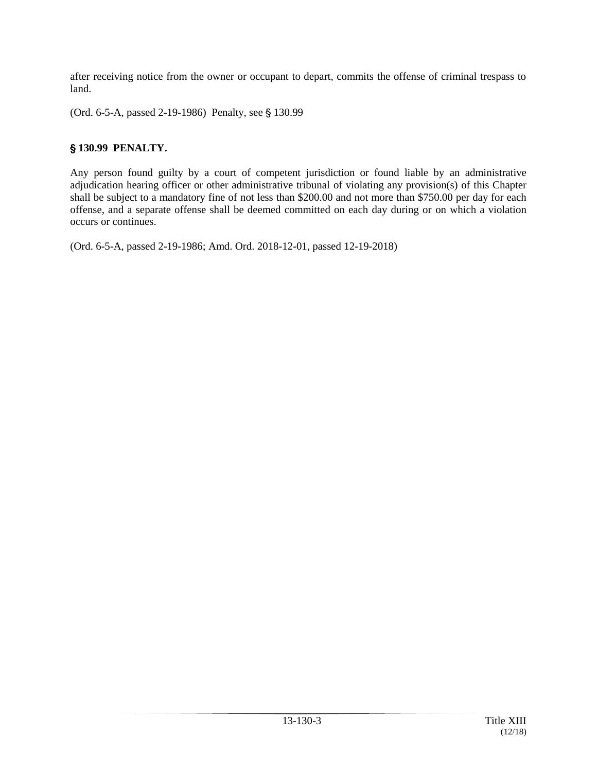after receiving notice from the owner or occupant to depart, commits the offense of criminal trespass to land.

(Ord. 6-5-A, passed 2-19-1986) Penalty, see § 130.99

### § 130.99 PENALTY.

Any person found guilty by a court of competent jurisdiction or found liable by an administrative adjudication hearing officer or other administrative tribunal of violating any provision(s) of this Chapter shall be subject to a mandatory fine of not less than $200.00 and not more than $750.00 per day for each offense, and a separate offense shall be deemed committed on each day during or on which a violation occurs or continues.

(Ord. 6-5-A, passed 2-19-1986; Amd. Ord. 2018-12-01, passed 12-19-2018)